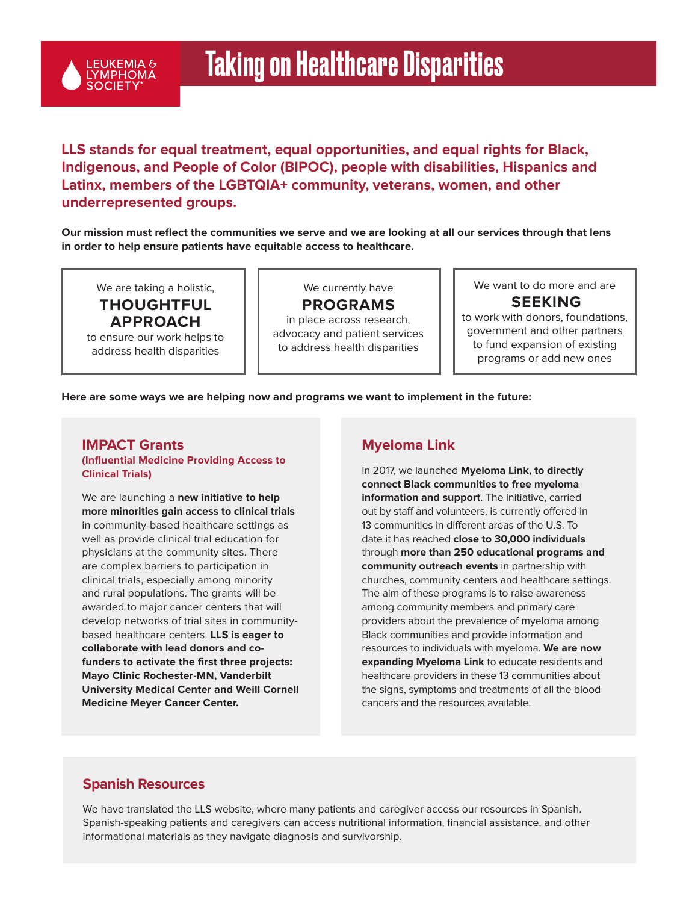LEUKEMIA & LYMPHOMA SOCIETY®

# Taking on Healthcare Disparities

**LLS stands for equal treatment, equal opportunities, and equal rights for Black, Indigenous, and People of Color (BIPOC), people with disabilities, Hispanics and Latinx, members of the LGBTQIA+ community, veterans, women, and other underrepresented groups.**

**Our mission must reflect the communities we serve and we are looking at all our services through that lens in order to help ensure patients have equitable access to healthcare.**

We are taking a holistic, **THOUGHTFUL APPROACH** to ensure our work helps to address health disparities

We currently have **PROGRAMS** in place across research, advocacy and patient services to address health disparities

We want to do more and are **SEEKING** to work with donors, foundations, government and other partners to fund expansion of existing programs or add new ones

**Here are some ways we are helping now and programs we want to implement in the future:**

## IMPACT Grants

**(Influential Medicine Providing Access to Clinical Trials)**

We are launching a **new initiative to help more minorities gain access to clinical trials** in community-based healthcare settings as well as provide clinical trial education for physicians at the community sites. There are complex barriers to participation in clinical trials, especially among minority and rural populations. The grants will be awarded to major cancer centers that will develop networks of trial sites in community-based healthcare centers. **LLS is eager to collaborate with lead donors and co-funders to activate the first three projects: Mayo Clinic Rochester-MN, Vanderbilt University Medical Center and Weill Cornell Medicine Meyer Cancer Center.**

## Myeloma Link

In 2017, we launched **Myeloma Link, to directly connect Black communities to free myeloma information and support**. The initiative, carried out by staff and volunteers, is currently offered in 13 communities in different areas of the U.S. To date it has reached **close to 30,000 individuals** through **more than 250 educational programs and community outreach events** in partnership with churches, community centers and healthcare settings. The aim of these programs is to raise awareness among community members and primary care providers about the prevalence of myeloma among Black communities and provide information and resources to individuals with myeloma. **We are now expanding Myeloma Link** to educate residents and healthcare providers in these 13 communities about the signs, symptoms and treatments of all the blood cancers and the resources available.

## Spanish Resources

We have translated the LLS website, where many patients and caregiver access our resources in Spanish. Spanish-speaking patients and caregivers can access nutritional information, financial assistance, and other informational materials as they navigate diagnosis and survivorship.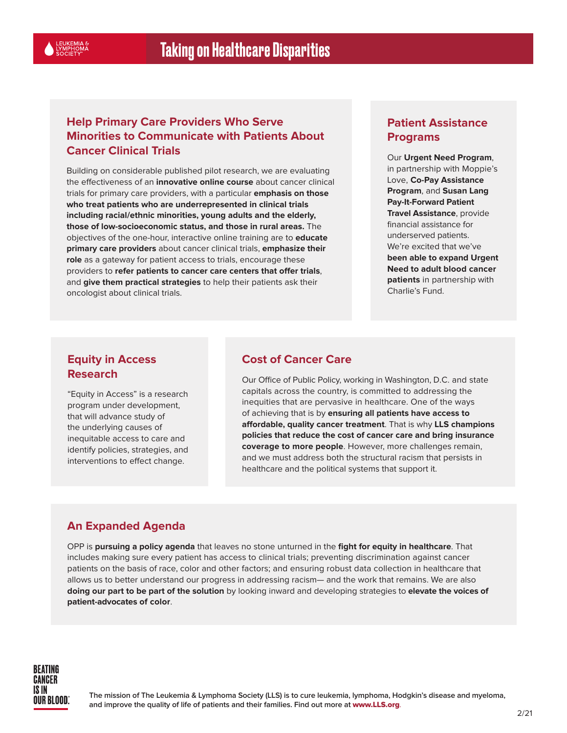# Taking on Healthcare Disparities

## Help Primary Care Providers Who Serve Minorities to Communicate with Patients About Cancer Clinical Trials

Building on considerable published pilot research, we are evaluating the effectiveness of an **innovative online course** about cancer clinical trials for primary care providers, with a particular **emphasis on those who treat patients who are underrepresented in clinical trials including racial/ethnic minorities, young adults and the elderly, those of low-socioeconomic status, and those in rural areas.** The objectives of the one-hour, interactive online training are to **educate primary care providers** about cancer clinical trials, **emphasize their role** as a gateway for patient access to trials, encourage these providers to **refer patients to cancer care centers that offer trials**, and **give them practical strategies** to help their patients ask their oncologist about clinical trials.

## Patient Assistance Programs

Our **Urgent Need Program**, in partnership with Moppie's Love, **Co-Pay Assistance Program**, and **Susan Lang Pay-It-Forward Patient Travel Assistance**, provide financial assistance for underserved patients. We're excited that we've **been able to expand Urgent Need to adult blood cancer patients** in partnership with Charlie's Fund.

## Equity in Access Research

"Equity in Access" is a research program under development, that will advance study of the underlying causes of inequitable access to care and identify policies, strategies, and interventions to effect change.

## Cost of Cancer Care

Our Office of Public Policy, working in Washington, D.C. and state capitals across the country, is committed to addressing the inequities that are pervasive in healthcare. One of the ways of achieving that is by **ensuring all patients have access to affordable, quality cancer treatment**. That is why **LLS champions policies that reduce the cost of cancer care and bring insurance coverage to more people**. However, more challenges remain, and we must address both the structural racism that persists in healthcare and the political systems that support it.

## An Expanded Agenda

OPP is **pursuing a policy agenda** that leaves no stone unturned in the **fight for equity in healthcare**. That includes making sure every patient has access to clinical trials; preventing discrimination against cancer patients on the basis of race, color and other factors; and ensuring robust data collection in healthcare that allows us to better understand our progress in addressing racism— and the work that remains. We are also **doing our part to be part of the solution** by looking inward and developing strategies to **elevate the voices of patient-advocates of color**.

BEATING CANCER IS IN OUR BLOOD.

**The mission of The Leukemia & Lymphoma Society (LLS) is to cure leukemia, lymphoma, Hodgkin's disease and myeloma, and improve the quality of life of patients and their families. Find out more at www.LLS.org.**

2/21